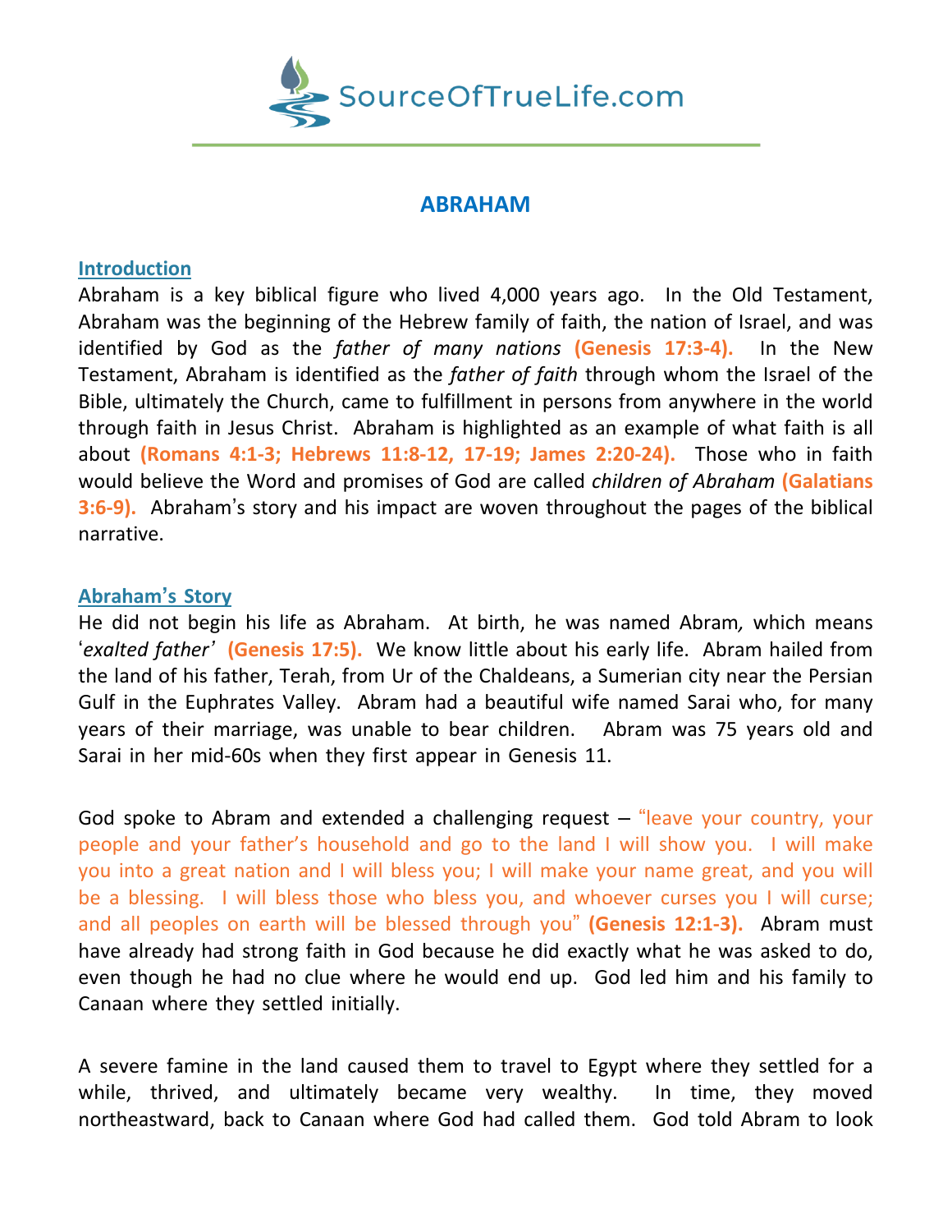# ABRAHAM

## Introduction

Abraham is a key biblical figure who lived 4,000 years ago. In the Old Testament, Abraham was the beginning of the Hebrew family of faith, the nation of Israel, and was identified by God as the *father of many nations* **(Genesis 17:3-4).** In the New Testament, Abraham is identified as the *father of faith* through whom the Israel of the Bible, ultimately the Church, came to fulfillment in persons from anywhere in the world through faith in Jesus Christ. Abraham is highlighted as an example of what faith is all about **(Romans 4:1-3; Hebrews 11:8-12, 17-19; James 2:20-24).** Those who in faith would believe the Word and promises of God are called *children of Abraham* **(Galatians 3:6-9).** Abraham's story and his impact are woven throughout the pages of the biblical narrative.

## Abraham's Story

He did not begin his life as Abraham. At birth, he was named Abram, which means '*exalted father*' **(Genesis 17:5).** We know little about his early life. Abram hailed from the land of his father, Terah, from Ur of the Chaldeans, a Sumerian city near the Persian Gulf in the Euphrates Valley. Abram had a beautiful wife named Sarai who, for many years of their marriage, was unable to bear children. Abram was 75 years old and Sarai in her mid-60s when they first appear in Genesis 11.

God spoke to Abram and extended a challenging request – "leave your country, your people and your father's household and go to the land I will show you. I will make you into a great nation and I will bless you; I will make your name great, and you will be a blessing. I will bless those who bless you, and whoever curses you I will curse; and all peoples on earth will be blessed through you" **(Genesis 12:1-3).** Abram must have already had strong faith in God because he did exactly what he was asked to do, even though he had no clue where he would end up. God led him and his family to Canaan where they settled initially.

A severe famine in the land caused them to travel to Egypt where they settled for a while, thrived, and ultimately became very wealthy. In time, they moved northeastward, back to Canaan where God had called them. God told Abram to look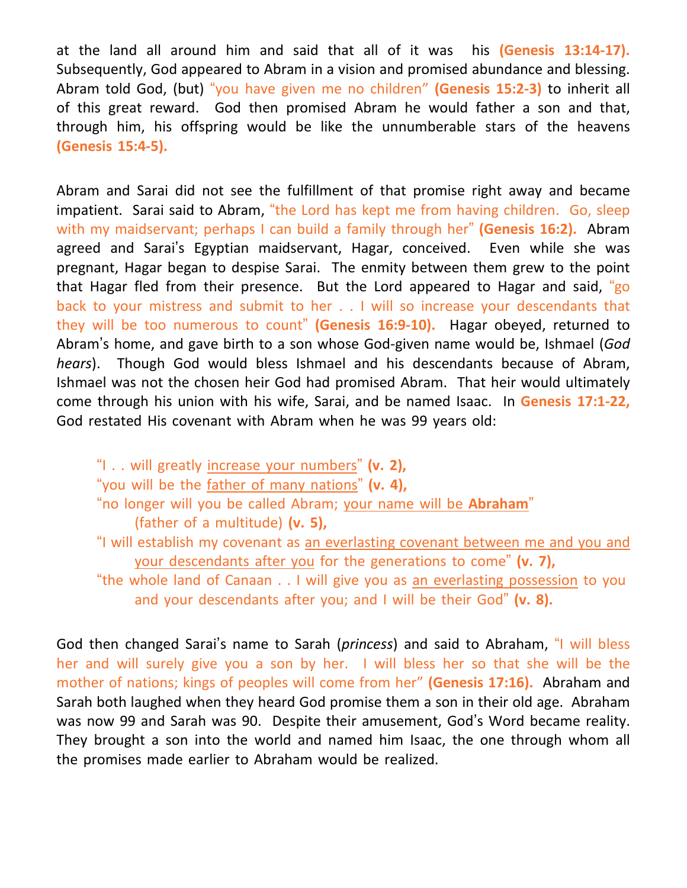at the land all around him and said that all of it was his **(Genesis 13:14-17).** Subsequently, God appeared to Abram in a vision and promised abundance and blessing. Abram told God, (but) "you have given me no children" **(Genesis 15:2-3)** to inherit all of this great reward. God then promised Abram he would father a son and that, through him, his offspring would be like the unnumberable stars of the heavens **(Genesis 15:4-5).**

Abram and Sarai did not see the fulfillment of that promise right away and became impatient. Sarai said to Abram, "the Lord has kept me from having children. Go, sleep with my maidservant; perhaps I can build a family through her" **(Genesis 16:2).** Abram agreed and Sarai's Egyptian maidservant, Hagar, conceived. Even while she was pregnant, Hagar began to despise Sarai. The enmity between them grew to the point that Hagar fled from their presence. But the Lord appeared to Hagar and said, "go back to your mistress and submit to her . . I will so increase your descendants that they will be too numerous to count" **(Genesis 16:9-10).** Hagar obeyed, returned to Abram's home, and gave birth to a son whose God-given name would be, Ishmael (*God hears*). Though God would bless Ishmael and his descendants because of Abram, Ishmael was not the chosen heir God had promised Abram. That heir would ultimately come through his union with his wife, Sarai, and be named Isaac. In **Genesis 17:1-22,** God restated His covenant with Abram when he was 99 years old:

> "I . . will greatly <u>increase your numbers</u>" **(v. 2),**
> "you will be the <u>father of many nations</u>" **(v. 4),**
> "no longer will you be called Abram; <u>your name will be **Abraham**</u>" (father of a multitude) **(v. 5),**
> "I will establish my covenant as <u>an everlasting covenant between me and you and your descendants after you</u> for the generations to come" **(v. 7),**
> "the whole land of Canaan . . I will give you as <u>an everlasting possession</u> to you and your descendants after you; and I will be their God" **(v. 8).**

God then changed Sarai's name to Sarah (*princess*) and said to Abraham, "I will bless her and will surely give you a son by her. I will bless her so that she will be the mother of nations; kings of peoples will come from her" **(Genesis 17:16).** Abraham and Sarah both laughed when they heard God promise them a son in their old age. Abraham was now 99 and Sarah was 90. Despite their amusement, God's Word became reality. They brought a son into the world and named him Isaac, the one through whom all the promises made earlier to Abraham would be realized.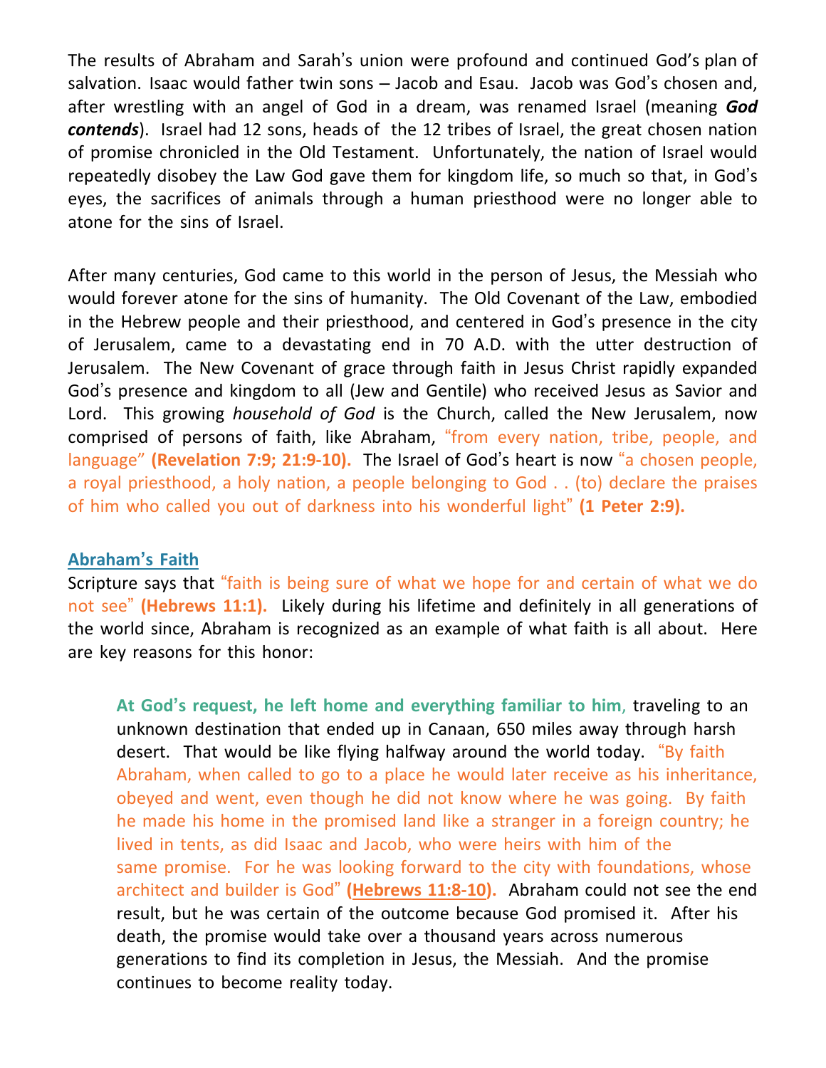The results of Abraham and Sarah's union were profound and continued God's plan of salvation. Isaac would father twin sons – Jacob and Esau. Jacob was God's chosen and, after wrestling with an angel of God in a dream, was renamed Israel (meaning ***God contends***). Israel had 12 sons, heads of the 12 tribes of Israel, the great chosen nation of promise chronicled in the Old Testament. Unfortunately, the nation of Israel would repeatedly disobey the Law God gave them for kingdom life, so much so that, in God's eyes, the sacrifices of animals through a human priesthood were no longer able to atone for the sins of Israel.

After many centuries, God came to this world in the person of Jesus, the Messiah who would forever atone for the sins of humanity. The Old Covenant of the Law, embodied in the Hebrew people and their priesthood, and centered in God's presence in the city of Jerusalem, came to a devastating end in 70 A.D. with the utter destruction of Jerusalem. The New Covenant of grace through faith in Jesus Christ rapidly expanded God's presence and kingdom to all (Jew and Gentile) who received Jesus as Savior and Lord. This growing *household of God* is the Church, called the New Jerusalem, now comprised of persons of faith, like Abraham, "from every nation, tribe, people, and language" **(Revelation 7:9; 21:9-10).** The Israel of God's heart is now "a chosen people, a royal priesthood, a holy nation, a people belonging to God . . (to) declare the praises of him who called you out of darkness into his wonderful light" **(1 Peter 2:9).**

## Abraham's Faith

Scripture says that "faith is being sure of what we hope for and certain of what we do not see" **(Hebrews 11:1).** Likely during his lifetime and definitely in all generations of the world since, Abraham is recognized as an example of what faith is all about. Here are key reasons for this honor:

> **At God's request, he left home and everything familiar to him,** traveling to an unknown destination that ended up in Canaan, 650 miles away through harsh desert. That would be like flying halfway around the world today. "By faith Abraham, when called to go to a place he would later receive as his inheritance, obeyed and went, even though he did not know where he was going. By faith he made his home in the promised land like a stranger in a foreign country; he lived in tents, as did Isaac and Jacob, who were heirs with him of the same promise. For he was looking forward to the city with foundations, whose architect and builder is God" **(Hebrews 11:8-10).** Abraham could not see the end result, but he was certain of the outcome because God promised it. After his death, the promise would take over a thousand years across numerous generations to find its completion in Jesus, the Messiah. And the promise continues to become reality today.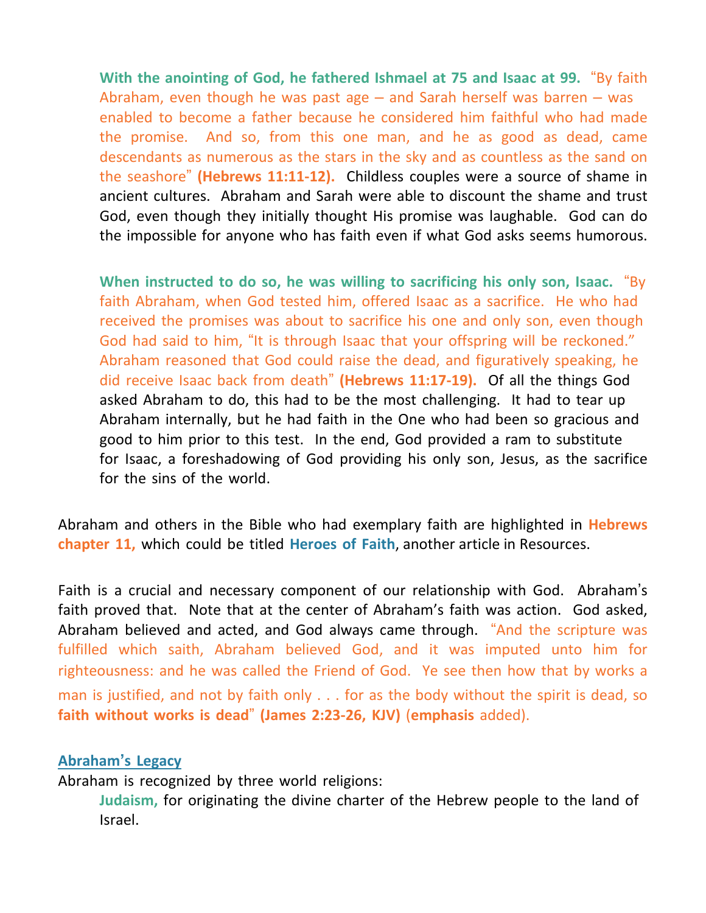**With the anointing of God, he fathered Ishmael at 75 and Isaac at 99.** "By faith Abraham, even though he was past age – and Sarah herself was barren – was enabled to become a father because he considered him faithful who had made the promise. And so, from this one man, and he as good as dead, came descendants as numerous as the stars in the sky and as countless as the sand on the seashore" **(Hebrews 11:11-12).** Childless couples were a source of shame in ancient cultures. Abraham and Sarah were able to discount the shame and trust God, even though they initially thought His promise was laughable. God can do the impossible for anyone who has faith even if what God asks seems humorous.

**When instructed to do so, he was willing to sacrificing his only son, Isaac.** "By faith Abraham, when God tested him, offered Isaac as a sacrifice. He who had received the promises was about to sacrifice his one and only son, even though God had said to him, "It is through Isaac that your offspring will be reckoned." Abraham reasoned that God could raise the dead, and figuratively speaking, he did receive Isaac back from death" **(Hebrews 11:17-19).** Of all the things God asked Abraham to do, this had to be the most challenging. It had to tear up Abraham internally, but he had faith in the One who had been so gracious and good to him prior to this test. In the end, God provided a ram to substitute for Isaac, a foreshadowing of God providing his only son, Jesus, as the sacrifice for the sins of the world.

Abraham and others in the Bible who had exemplary faith are highlighted in **Hebrews chapter 11,** which could be titled **Heroes of Faith**, another article in Resources.

Faith is a crucial and necessary component of our relationship with God. Abraham's faith proved that. Note that at the center of Abraham's faith was action. God asked, Abraham believed and acted, and God always came through. "And the scripture was fulfilled which saith, Abraham believed God, and it was imputed unto him for righteousness: and he was called the Friend of God. Ye see then how that by works a man is justified, and not by faith only . . . for as the body without the spirit is dead, so **faith without works is dead**" **(James 2:23-26, KJV)** (**emphasis** added).

## Abraham's Legacy

Abraham is recognized by three world religions:

**Judaism,** for originating the divine charter of the Hebrew people to the land of Israel.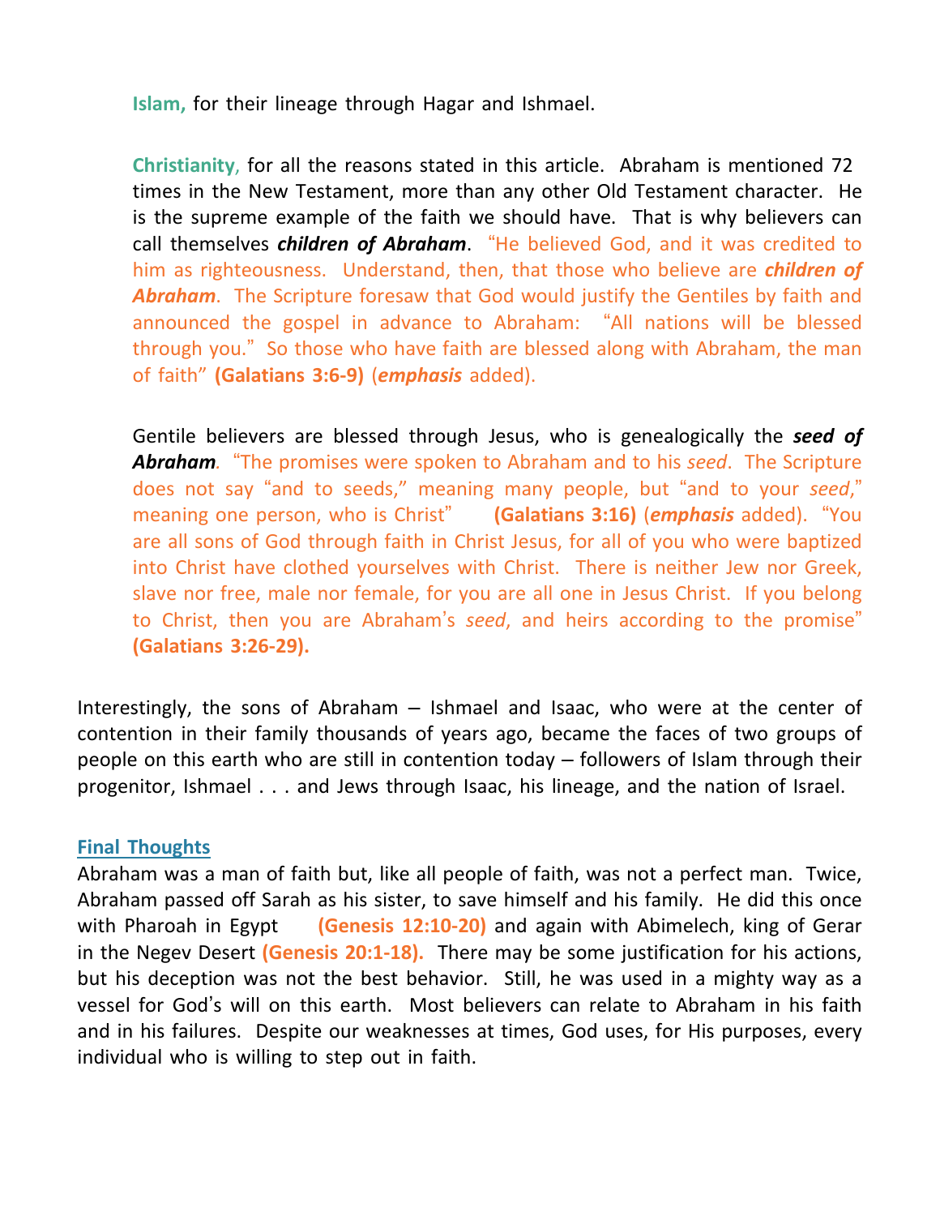**Islam,** for their lineage through Hagar and Ishmael.

**Christianity**, for all the reasons stated in this article. Abraham is mentioned 72 times in the New Testament, more than any other Old Testament character. He is the supreme example of the faith we should have. That is why believers can call themselves ***children of Abraham***. "He believed God, and it was credited to him as righteousness. Understand, then, that those who believe are ***children of Abraham***. The Scripture foresaw that God would justify the Gentiles by faith and announced the gospel in advance to Abraham: "All nations will be blessed through you." So those who have faith are blessed along with Abraham, the man of faith" **(Galatians 3:6-9)** (***emphasis*** added).

Gentile believers are blessed through Jesus, who is genealogically the ***seed of Abraham***. "The promises were spoken to Abraham and to his *seed*. The Scripture does not say "and to seeds," meaning many people, but "and to your *seed*," meaning one person, who is Christ" **(Galatians 3:16)** (***emphasis*** added). "You are all sons of God through faith in Christ Jesus, for all of you who were baptized into Christ have clothed yourselves with Christ. There is neither Jew nor Greek, slave nor free, male nor female, for you are all one in Jesus Christ. If you belong to Christ, then you are Abraham's *seed*, and heirs according to the promise" **(Galatians 3:26-29).**

Interestingly, the sons of Abraham – Ishmael and Isaac, who were at the center of contention in their family thousands of years ago, became the faces of two groups of people on this earth who are still in contention today – followers of Islam through their progenitor, Ishmael . . . and Jews through Isaac, his lineage, and the nation of Israel.

## Final Thoughts

Abraham was a man of faith but, like all people of faith, was not a perfect man. Twice, Abraham passed off Sarah as his sister, to save himself and his family. He did this once with Pharoah in Egypt **(Genesis 12:10-20)** and again with Abimelech, king of Gerar in the Negev Desert **(Genesis 20:1-18).** There may be some justification for his actions, but his deception was not the best behavior. Still, he was used in a mighty way as a vessel for God's will on this earth. Most believers can relate to Abraham in his faith and in his failures. Despite our weaknesses at times, God uses, for His purposes, every individual who is willing to step out in faith.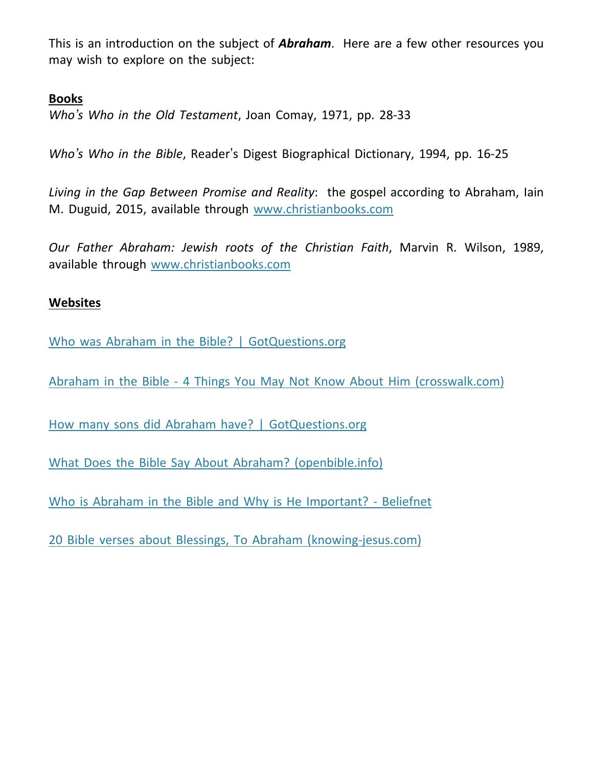This is an introduction on the subject of ***Abraham***. Here are a few other resources you may wish to explore on the subject:

**Books**

*Who's Who in the Old Testament*, Joan Comay, 1971, pp. 28-33

*Who's Who in the Bible*, Reader's Digest Biographical Dictionary, 1994, pp. 16-25

*Living in the Gap Between Promise and Reality*: the gospel according to Abraham, Iain M. Duguid, 2015, available through www.christianbooks.com

*Our Father Abraham: Jewish roots of the Christian Faith*, Marvin R. Wilson, 1989, available through www.christianbooks.com

**Websites**

Who was Abraham in the Bible? | GotQuestions.org

Abraham in the Bible - 4 Things You May Not Know About Him (crosswalk.com)

How many sons did Abraham have? | GotQuestions.org

What Does the Bible Say About Abraham? (openbible.info)

Who is Abraham in the Bible and Why is He Important? - Beliefnet

20 Bible verses about Blessings, To Abraham (knowing-jesus.com)